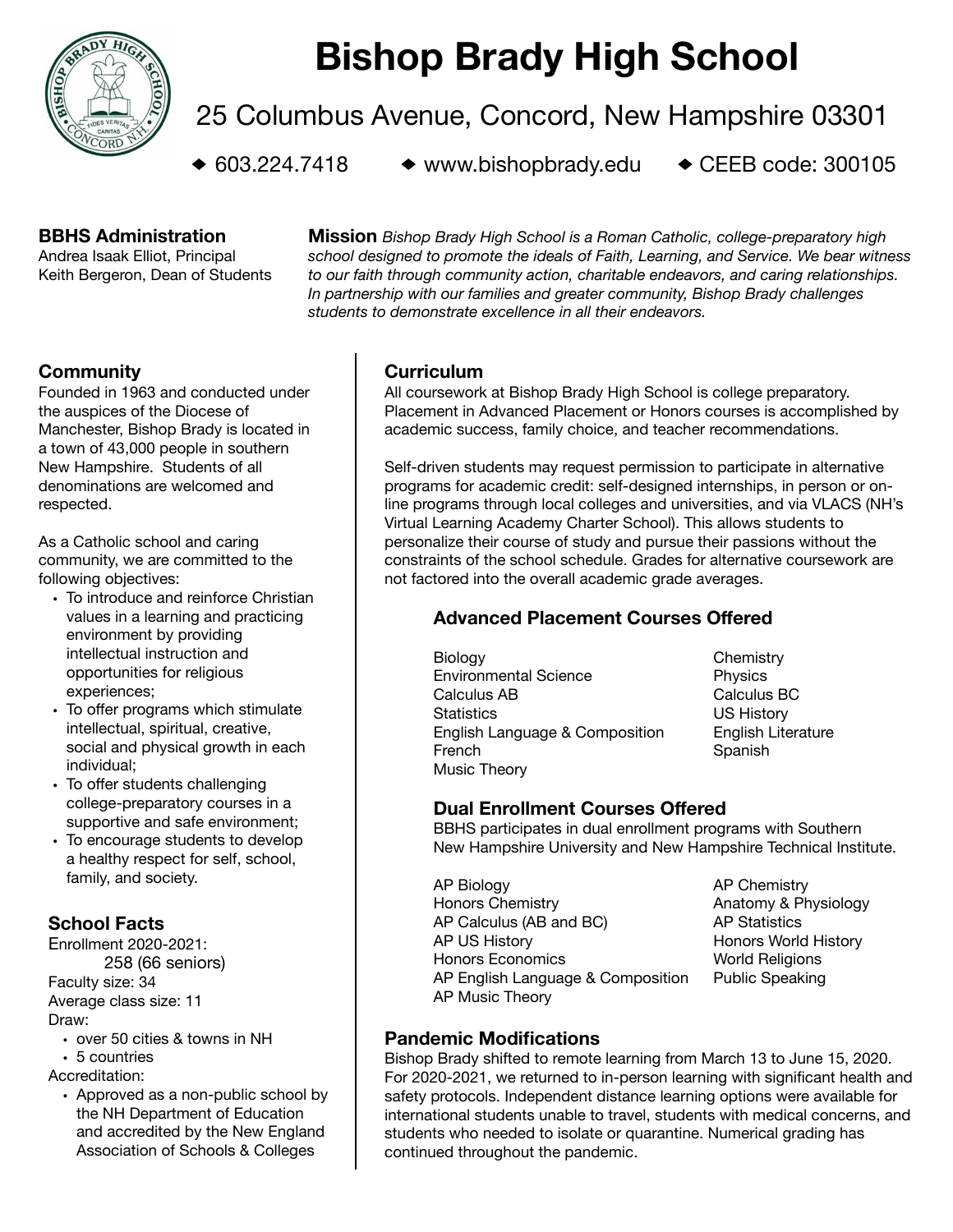# Bishop Brady High School

25 Columbus Avenue, Concord, New Hampshire 03301

◆ 603.224.7418 ◆ www.bishopbrady.edu ◆ CEEB code: 300105

**BBHS Administration**
Andrea Isaak Elliot, Principal
Keith Bergeron, Dean of Students

**Mission** *Bishop Brady High School is a Roman Catholic, college-preparatory high school designed to promote the ideals of Faith, Learning, and Service. We bear witness to our faith through community action, charitable endeavors, and caring relationships. In partnership with our families and greater community, Bishop Brady challenges students to demonstrate excellence in all their endeavors.*

## Community

Founded in 1963 and conducted under the auspices of the Diocese of Manchester, Bishop Brady is located in a town of 43,000 people in southern New Hampshire. Students of all denominations are welcomed and respected.

As a Catholic school and caring community, we are committed to the following objectives:

- To introduce and reinforce Christian values in a learning and practicing environment by providing intellectual instruction and opportunities for religious experiences;
- To offer programs which stimulate intellectual, spiritual, creative, social and physical growth in each individual;
- To offer students challenging college-preparatory courses in a supportive and safe environment;
- To encourage students to develop a healthy respect for self, school, family, and society.

## School Facts

Enrollment 2020-2021:
258 (66 seniors)
Faculty size: 34
Average class size: 11
Draw:
- over 50 cities & towns in NH
- 5 countries

Accreditation:
- Approved as a non-public school by the NH Department of Education and accredited by the New England Association of Schools & Colleges

## Curriculum

All coursework at Bishop Brady High School is college preparatory. Placement in Advanced Placement or Honors courses is accomplished by academic success, family choice, and teacher recommendations.

Self-driven students may request permission to participate in alternative programs for academic credit: self-designed internships, in person or on-line programs through local colleges and universities, and via VLACS (NH's Virtual Learning Academy Charter School). This allows students to personalize their course of study and pursue their passions without the constraints of the school schedule. Grades for alternative coursework are not factored into the overall academic grade averages.

### Advanced Placement Courses Offered

- Biology
- Environmental Science
- Calculus AB
- Statistics
- English Language & Composition
- French
- Music Theory
- Chemistry
- Physics
- Calculus BC
- US History
- English Literature
- Spanish

### Dual Enrollment Courses Offered

BBHS participates in dual enrollment programs with Southern New Hampshire University and New Hampshire Technical Institute.

- AP Biology
- Honors Chemistry
- AP Calculus (AB and BC)
- AP US History
- Honors Economics
- AP English Language & Composition
- AP Music Theory
- AP Chemistry
- Anatomy & Physiology
- AP Statistics
- Honors World History
- World Religions
- Public Speaking

## Pandemic Modifications

Bishop Brady shifted to remote learning from March 13 to June 15, 2020. For 2020-2021, we returned to in-person learning with significant health and safety protocols. Independent distance learning options were available for international students unable to travel, students with medical concerns, and students who needed to isolate or quarantine. Numerical grading has continued throughout the pandemic.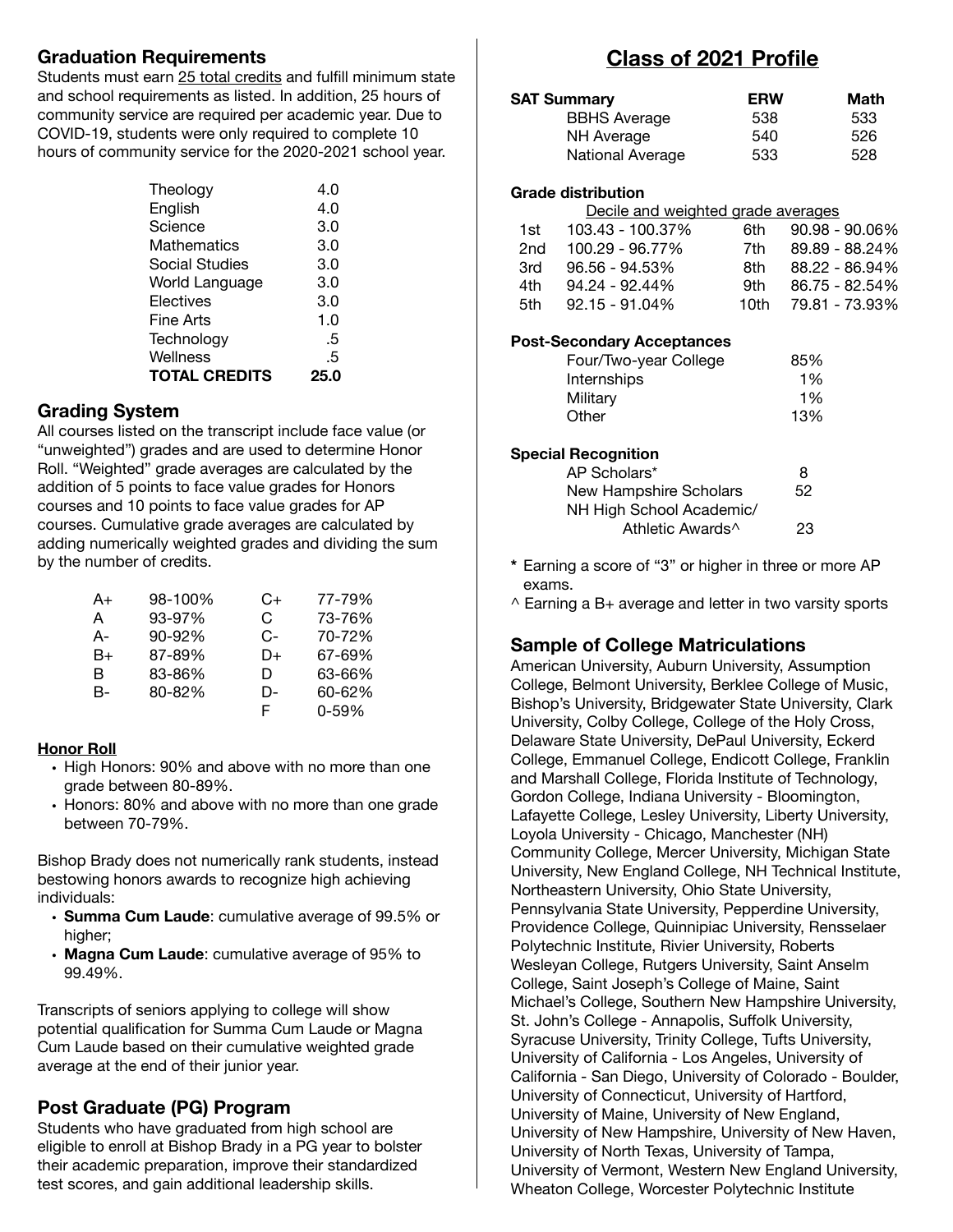## Graduation Requirements

Students must earn 25 total credits and fulfill minimum state and school requirements as listed. In addition, 25 hours of community service are required per academic year. Due to COVID-19, students were only required to complete 10 hours of community service for the 2020-2021 school year.

| | |
|---|---|
| Theology | 4.0 |
| English | 4.0 |
| Science | 3.0 |
| Mathematics | 3.0 |
| Social Studies | 3.0 |
| World Language | 3.0 |
| Electives | 3.0 |
| Fine Arts | 1.0 |
| Technology | .5 |
| Wellness | .5 |
| **TOTAL CREDITS** | **25.0** |

## Grading System

All courses listed on the transcript include face value (or "unweighted") grades and are used to determine Honor Roll. "Weighted" grade averages are calculated by the addition of 5 points to face value grades for Honors courses and 10 points to face value grades for AP courses. Cumulative grade averages are calculated by adding numerically weighted grades and dividing the sum by the number of credits.

| | | | |
|---|---|---|---|
| A+ | 98-100% | C+ | 77-79% |
| A | 93-97% | C | 73-76% |
| A- | 90-92% | C- | 70-72% |
| B+ | 87-89% | D+ | 67-69% |
| B | 83-86% | D | 63-66% |
| B- | 80-82% | D- | 60-62% |
| | | F | 0-59% |

**Honor Roll**

- High Honors: 90% and above with no more than one grade between 80-89%.
- Honors: 80% and above with no more than one grade between 70-79%.

Bishop Brady does not numerically rank students, instead bestowing honors awards to recognize high achieving individuals:

- **Summa Cum Laude**: cumulative average of 99.5% or higher;
- **Magna Cum Laude**: cumulative average of 95% to 99.49%.

Transcripts of seniors applying to college will show potential qualification for Summa Cum Laude or Magna Cum Laude based on their cumulative weighted grade average at the end of their junior year.

## Post Graduate (PG) Program

Students who have graduated from high school are eligible to enroll at Bishop Brady in a PG year to bolster their academic preparation, improve their standardized test scores, and gain additional leadership skills.

# Class of 2021 Profile

| SAT Summary | ERW | Math |
|---|---|---|
| BBHS Average | 538 | 533 |
| NH Average | 540 | 526 |
| National Average | 533 | 528 |

**Grade distribution**

Decile and weighted grade averages

| | | | |
|---|---|---|---|
| 1st | 103.43 - 100.37% | 6th | 90.98 - 90.06% |
| 2nd | 100.29 - 96.77% | 7th | 89.89 - 88.24% |
| 3rd | 96.56 - 94.53% | 8th | 88.22 - 86.94% |
| 4th | 94.24 - 92.44% | 9th | 86.75 - 82.54% |
| 5th | 92.15 - 91.04% | 10th | 79.81 - 73.93% |

**Post-Secondary Acceptances**

| | |
|---|---|
| Four/Two-year College | 85% |
| Internships | 1% |
| Military | 1% |
| Other | 13% |

**Special Recognition**

| | |
|---|---|
| AP Scholars* | 8 |
| New Hampshire Scholars | 52 |
| NH High School Academic/ Athletic Awards^ | 23 |

* Earning a score of "3" or higher in three or more AP exams.

^ Earning a B+ average and letter in two varsity sports

## Sample of College Matriculations

American University, Auburn University, Assumption College, Belmont University, Berklee College of Music, Bishop's University, Bridgewater State University, Clark University, Colby College, College of the Holy Cross, Delaware State University, DePaul University, Eckerd College, Emmanuel College, Endicott College, Franklin and Marshall College, Florida Institute of Technology, Gordon College, Indiana University - Bloomington, Lafayette College, Lesley University, Liberty University, Loyola University - Chicago, Manchester (NH) Community College, Mercer University, Michigan State University, New England College, NH Technical Institute, Northeastern University, Ohio State University, Pennsylvania State University, Pepperdine University, Providence College, Quinnipiac University, Rensselaer Polytechnic Institute, Rivier University, Roberts Wesleyan College, Rutgers University, Saint Anselm College, Saint Joseph's College of Maine, Saint Michael's College, Southern New Hampshire University, St. John's College - Annapolis, Suffolk University, Syracuse University, Trinity College, Tufts University, University of California - Los Angeles, University of California - San Diego, University of Colorado - Boulder, University of Connecticut, University of Hartford, University of Maine, University of New England, University of New Hampshire, University of New Haven, University of North Texas, University of Tampa, University of Vermont, Western New England University, Wheaton College, Worcester Polytechnic Institute